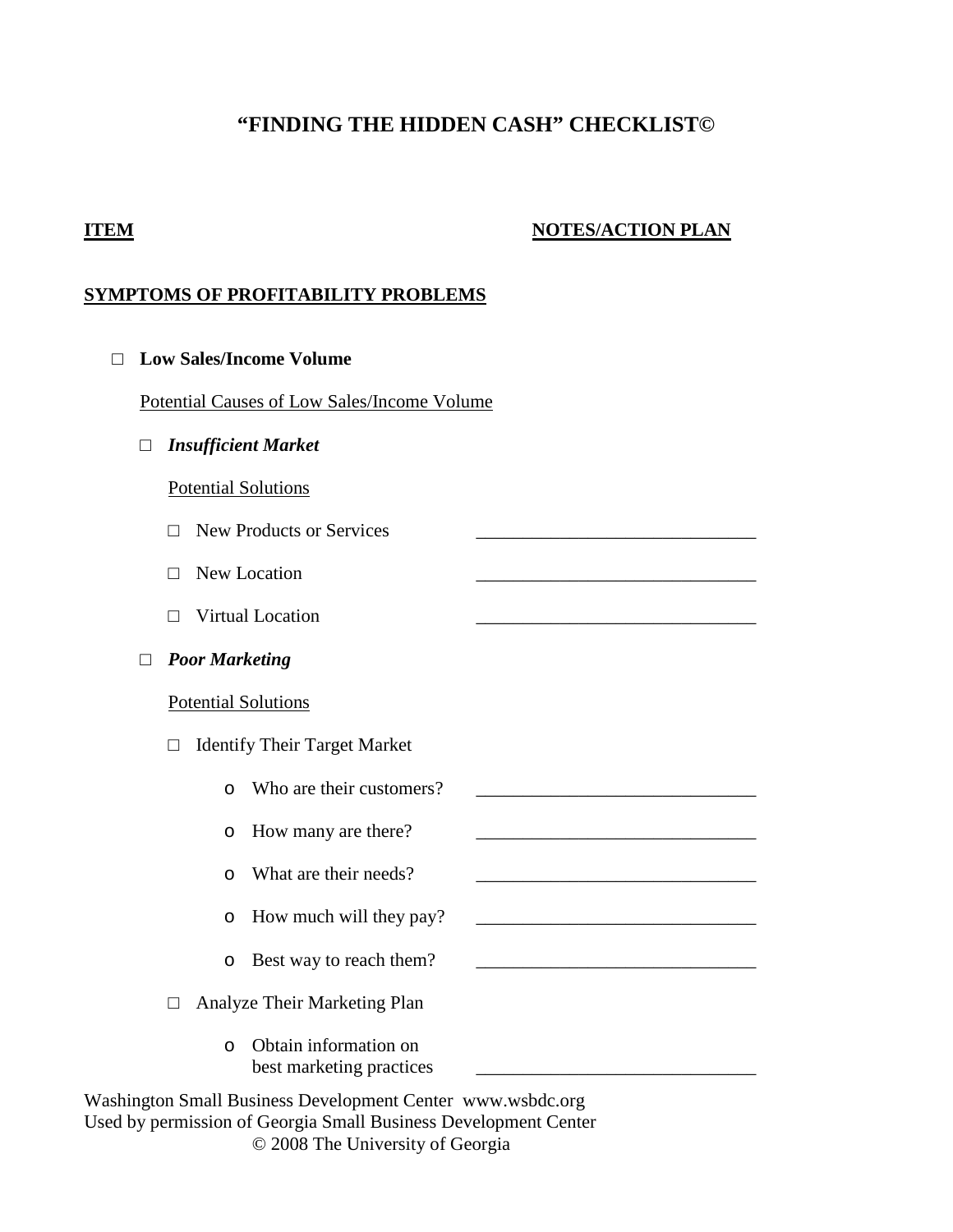# "FINDING THE HIDDEN CASH" CHECKLIST©

**ITEM** | **NOTES/ACTION PLAN**

## SYMPTOMS OF PROFITABILITY PROBLEMS

- □ **Low Sales/Income Volume**

  Potential Causes of Low Sales/Income Volume

  - □ ***Insufficient Market***

    Potential Solutions

    - □ New Products or Services ______________________________
    - □ New Location ______________________________
    - □ Virtual Location ______________________________

  - □ ***Poor Marketing***

    Potential Solutions

    - □ Identify Their Target Market
      - o Who are their customers? ______________________________
      - o How many are there? ______________________________
      - o What are their needs? ______________________________
      - o How much will they pay? ______________________________
      - o Best way to reach them? ______________________________
    - □ Analyze Their Marketing Plan
      - o Obtain information on best marketing practices ______________________________

Washington Small Business Development Center www.wsbdc.org
Used by permission of Georgia Small Business Development Center
© 2008 The University of Georgia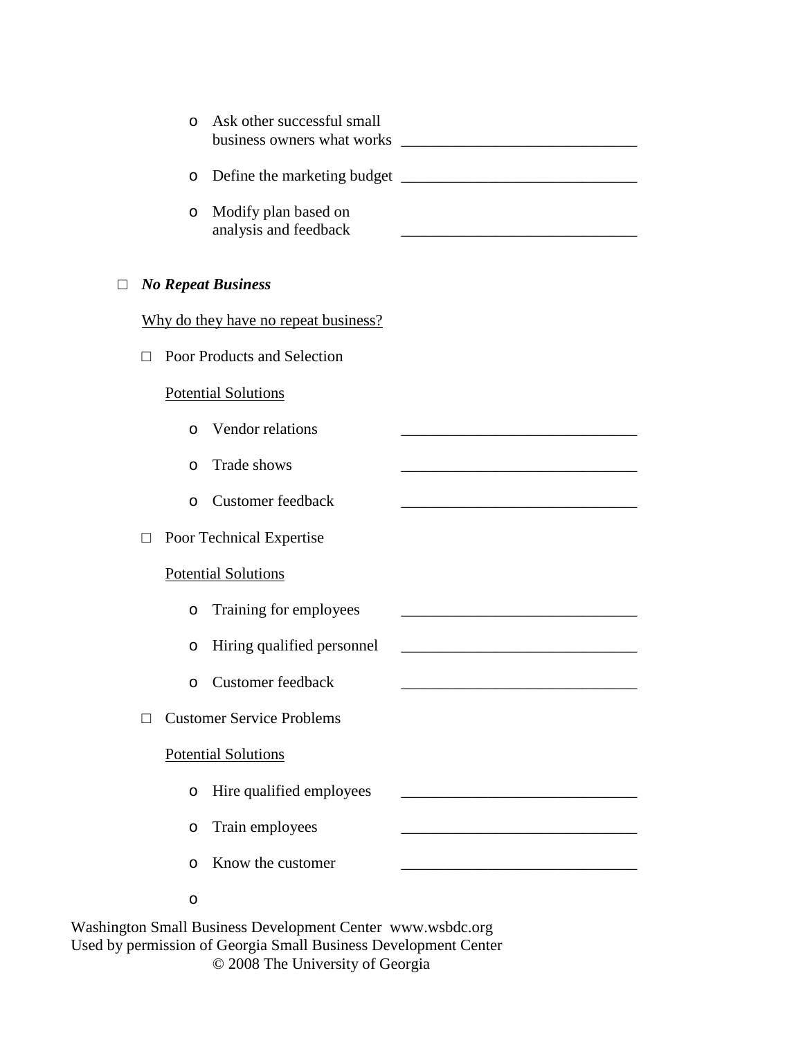- Ask other successful small business owners what works \_\_\_\_\_\_\_\_\_\_\_\_\_\_\_\_\_\_\_\_\_\_\_\_\_\_\_\_\_\_
- Define the marketing budget \_\_\_\_\_\_\_\_\_\_\_\_\_\_\_\_\_\_\_\_\_\_\_\_\_\_\_\_\_\_
- Modify plan based on analysis and feedback \_\_\_\_\_\_\_\_\_\_\_\_\_\_\_\_\_\_\_\_\_\_\_\_\_\_\_\_\_\_

□ ***No Repeat Business***

<u>Why do they have no repeat business?</u>

□ Poor Products and Selection

<u>Potential Solutions</u>

- Vendor relations \_\_\_\_\_\_\_\_\_\_\_\_\_\_\_\_\_\_\_\_\_\_\_\_\_\_\_\_\_\_
- Trade shows \_\_\_\_\_\_\_\_\_\_\_\_\_\_\_\_\_\_\_\_\_\_\_\_\_\_\_\_\_\_
- Customer feedback \_\_\_\_\_\_\_\_\_\_\_\_\_\_\_\_\_\_\_\_\_\_\_\_\_\_\_\_\_\_

□ Poor Technical Expertise

<u>Potential Solutions</u>

- Training for employees \_\_\_\_\_\_\_\_\_\_\_\_\_\_\_\_\_\_\_\_\_\_\_\_\_\_\_\_\_\_
- Hiring qualified personnel \_\_\_\_\_\_\_\_\_\_\_\_\_\_\_\_\_\_\_\_\_\_\_\_\_\_\_\_\_\_
- Customer feedback \_\_\_\_\_\_\_\_\_\_\_\_\_\_\_\_\_\_\_\_\_\_\_\_\_\_\_\_\_\_

□ Customer Service Problems

<u>Potential Solutions</u>

- Hire qualified employees \_\_\_\_\_\_\_\_\_\_\_\_\_\_\_\_\_\_\_\_\_\_\_\_\_\_\_\_\_\_
- Train employees \_\_\_\_\_\_\_\_\_\_\_\_\_\_\_\_\_\_\_\_\_\_\_\_\_\_\_\_\_\_
- Know the customer \_\_\_\_\_\_\_\_\_\_\_\_\_\_\_\_\_\_\_\_\_\_\_\_\_\_\_\_\_\_
- 

Washington Small Business Development Center www.wsbdc.org
Used by permission of Georgia Small Business Development Center
© 2008 The University of Georgia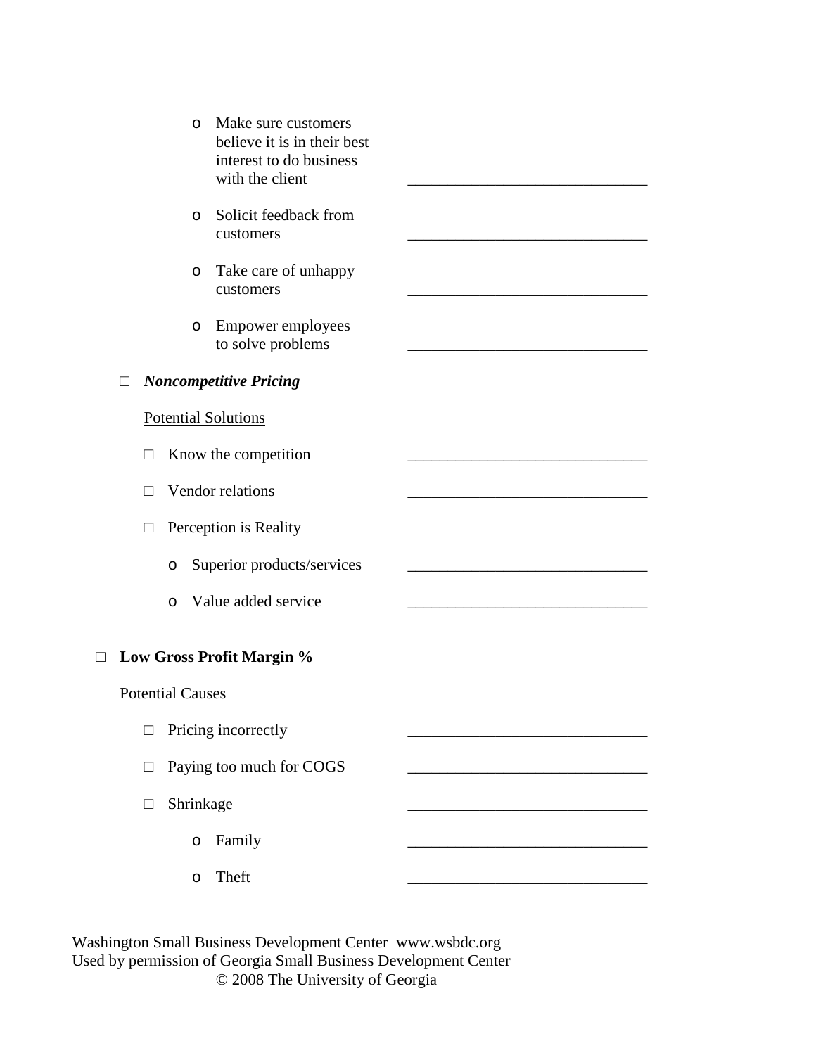- Make sure customers believe it is in their best interest to do business with the client ______________________________
- Solicit feedback from customers ______________________________
- Take care of unhappy customers ______________________________
- Empower employees to solve problems ______________________________

□ ***Noncompetitive Pricing***

Potential Solutions

□ Know the competition ______________________________

□ Vendor relations ______________________________

□ Perception is Reality

- Superior products/services ______________________________
- Value added service ______________________________

□ **Low Gross Profit Margin %**

Potential Causes

□ Pricing incorrectly ______________________________

□ Paying too much for COGS ______________________________

□ Shrinkage ______________________________

- Family ______________________________
- Theft ______________________________

Washington Small Business Development Center www.wsbdc.org
Used by permission of Georgia Small Business Development Center
© 2008 The University of Georgia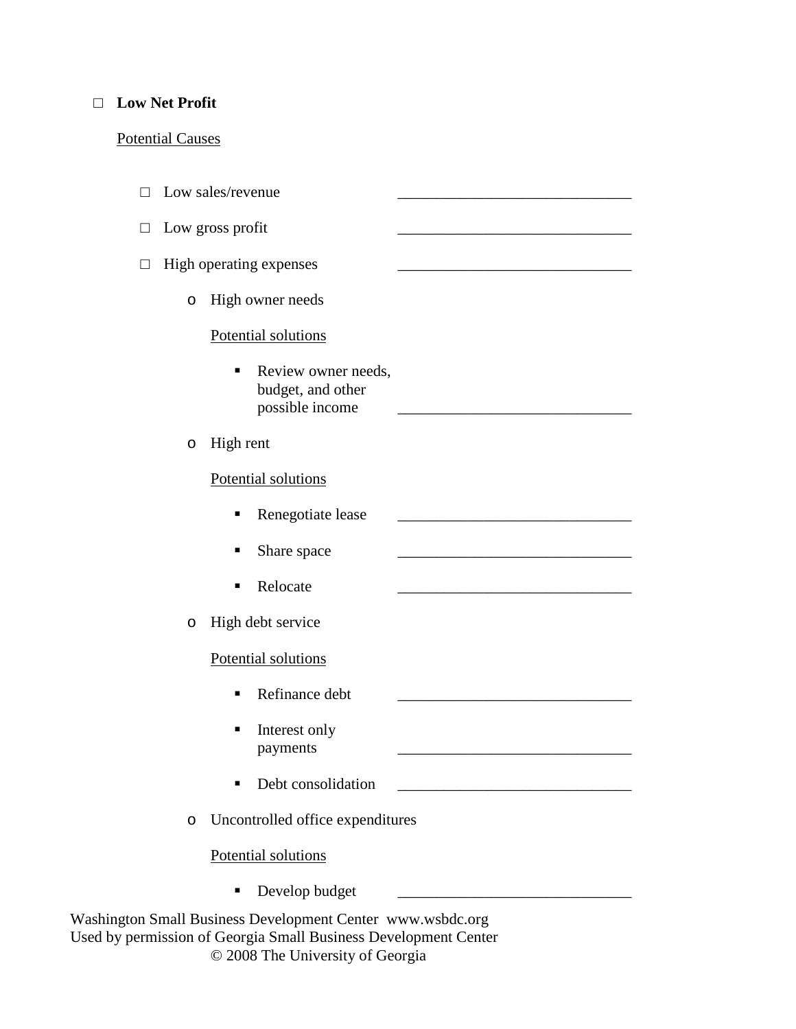- ☐ **Low Net Profit**

  Potential Causes

  - ☐ Low sales/revenue ______________________________
  - ☐ Low gross profit ______________________________
  - ☐ High operating expenses ______________________________
    - High owner needs

      Potential solutions

      - Review owner needs, budget, and other possible income ______________________________
    - High rent

      Potential solutions

      - Renegotiate lease ______________________________
      - Share space ______________________________
      - Relocate ______________________________
    - High debt service

      Potential solutions

      - Refinance debt ______________________________
      - Interest only payments ______________________________
      - Debt consolidation ______________________________
    - Uncontrolled office expenditures

      Potential solutions

      - Develop budget ______________________________

Washington Small Business Development Center www.wsbdc.org
Used by permission of Georgia Small Business Development Center
© 2008 The University of Georgia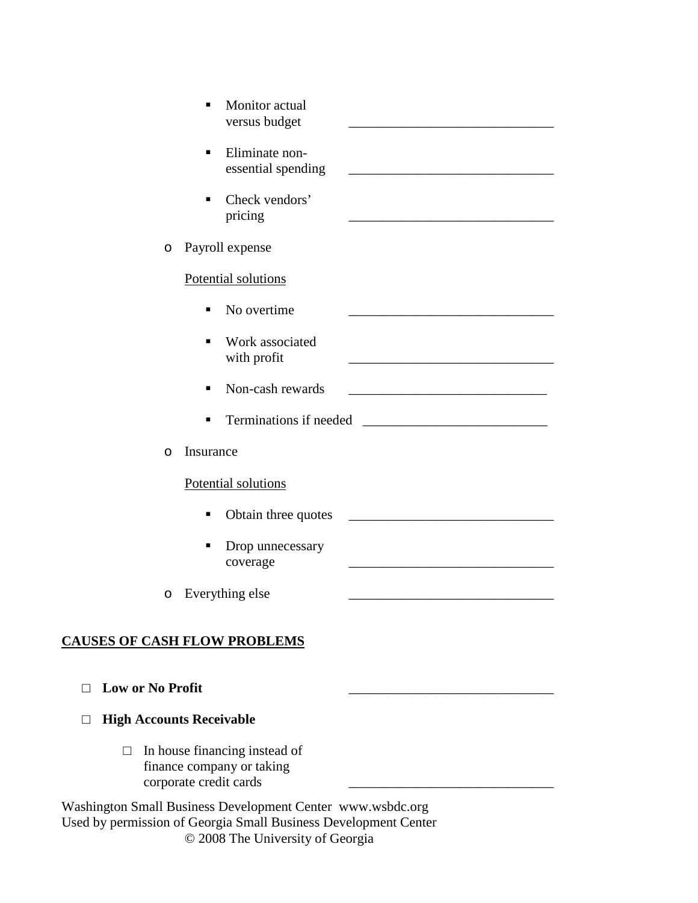- Monitor actual versus budget ______________________________

            - Eliminate non-essential spending ______________________________

            - Check vendors' pricing ______________________________

    - Payroll expense

        Potential solutions

        - No overtime ______________________________

        - Work associated with profit ______________________________

        - Non-cash rewards ______________________________

        - Terminations if needed ___________________________

    - Insurance

        Potential solutions

        - Obtain three quotes ______________________________

        - Drop unnecessary coverage ______________________________

    - Everything else ______________________________

## CAUSES OF CASH FLOW PROBLEMS

- □ **Low or No Profit** ______________________________

- □ **High Accounts Receivable**

    - □ In house financing instead of finance company or taking corporate credit cards ______________________________

Washington Small Business Development Center www.wsbdc.org
Used by permission of Georgia Small Business Development Center
© 2008 The University of Georgia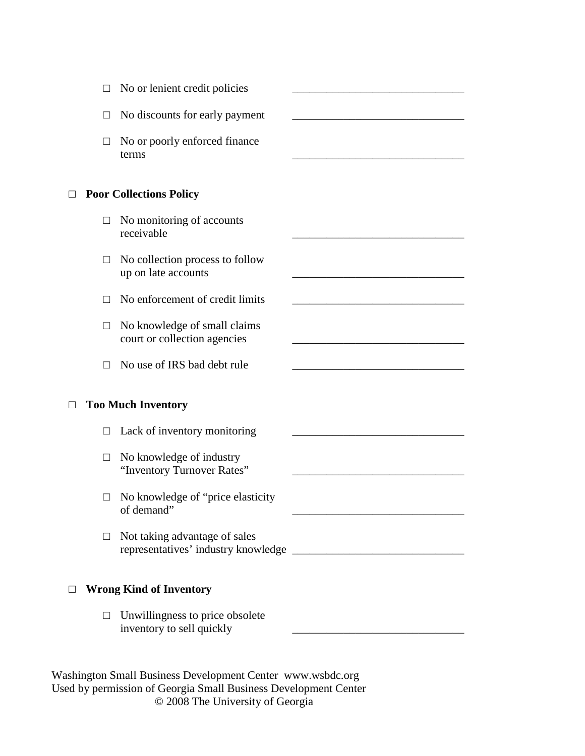- □ No or lenient credit policies \_\_\_\_\_\_\_\_\_\_\_\_\_\_\_\_\_\_\_\_\_\_\_\_\_\_\_\_\_\_
- □ No discounts for early payment \_\_\_\_\_\_\_\_\_\_\_\_\_\_\_\_\_\_\_\_\_\_\_\_\_\_\_\_\_\_
- □ No or poorly enforced finance terms \_\_\_\_\_\_\_\_\_\_\_\_\_\_\_\_\_\_\_\_\_\_\_\_\_\_\_\_\_\_

□ **Poor Collections Policy**

- □ No monitoring of accounts receivable \_\_\_\_\_\_\_\_\_\_\_\_\_\_\_\_\_\_\_\_\_\_\_\_\_\_\_\_\_\_
- □ No collection process to follow up on late accounts \_\_\_\_\_\_\_\_\_\_\_\_\_\_\_\_\_\_\_\_\_\_\_\_\_\_\_\_\_\_
- □ No enforcement of credit limits \_\_\_\_\_\_\_\_\_\_\_\_\_\_\_\_\_\_\_\_\_\_\_\_\_\_\_\_\_\_
- □ No knowledge of small claims court or collection agencies \_\_\_\_\_\_\_\_\_\_\_\_\_\_\_\_\_\_\_\_\_\_\_\_\_\_\_\_\_\_
- □ No use of IRS bad debt rule \_\_\_\_\_\_\_\_\_\_\_\_\_\_\_\_\_\_\_\_\_\_\_\_\_\_\_\_\_\_

□ **Too Much Inventory**

- □ Lack of inventory monitoring \_\_\_\_\_\_\_\_\_\_\_\_\_\_\_\_\_\_\_\_\_\_\_\_\_\_\_\_\_\_
- □ No knowledge of industry "Inventory Turnover Rates" \_\_\_\_\_\_\_\_\_\_\_\_\_\_\_\_\_\_\_\_\_\_\_\_\_\_\_\_\_\_
- □ No knowledge of "price elasticity of demand" \_\_\_\_\_\_\_\_\_\_\_\_\_\_\_\_\_\_\_\_\_\_\_\_\_\_\_\_\_\_
- □ Not taking advantage of sales representatives' industry knowledge \_\_\_\_\_\_\_\_\_\_\_\_\_\_\_\_\_\_\_\_\_\_\_\_\_\_\_\_\_\_

□ **Wrong Kind of Inventory**

- □ Unwillingness to price obsolete inventory to sell quickly \_\_\_\_\_\_\_\_\_\_\_\_\_\_\_\_\_\_\_\_\_\_\_\_\_\_\_\_\_\_

Washington Small Business Development Center www.wsbdc.org
Used by permission of Georgia Small Business Development Center
© 2008 The University of Georgia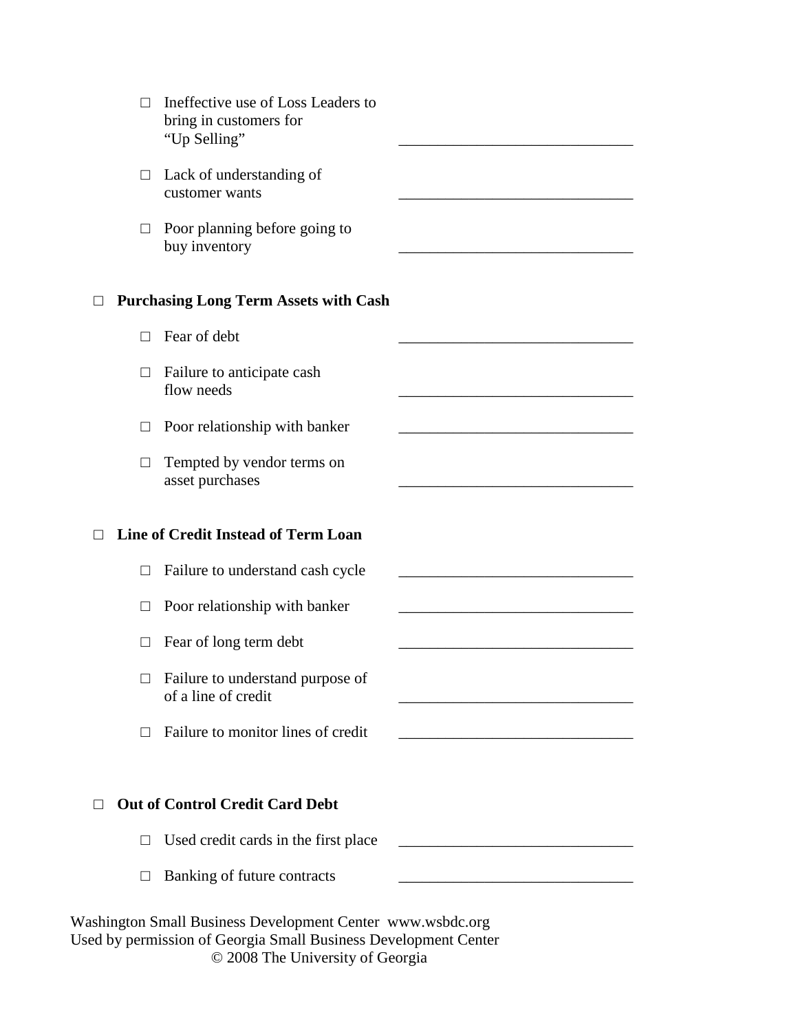- □ Ineffective use of Loss Leaders to bring in customers for "Up Selling" ______________________________
- □ Lack of understanding of customer wants ______________________________
- □ Poor planning before going to buy inventory ______________________________

□ **Purchasing Long Term Assets with Cash**

- □ Fear of debt ______________________________
- □ Failure to anticipate cash flow needs ______________________________
- □ Poor relationship with banker ______________________________
- □ Tempted by vendor terms on asset purchases ______________________________

□ **Line of Credit Instead of Term Loan**

- □ Failure to understand cash cycle ______________________________
- □ Poor relationship with banker ______________________________
- □ Fear of long term debt ______________________________
- □ Failure to understand purpose of of a line of credit ______________________________
- □ Failure to monitor lines of credit ______________________________

□ **Out of Control Credit Card Debt**

- □ Used credit cards in the first place ______________________________
- □ Banking of future contracts ______________________________

Washington Small Business Development Center www.wsbdc.org
Used by permission of Georgia Small Business Development Center
© 2008 The University of Georgia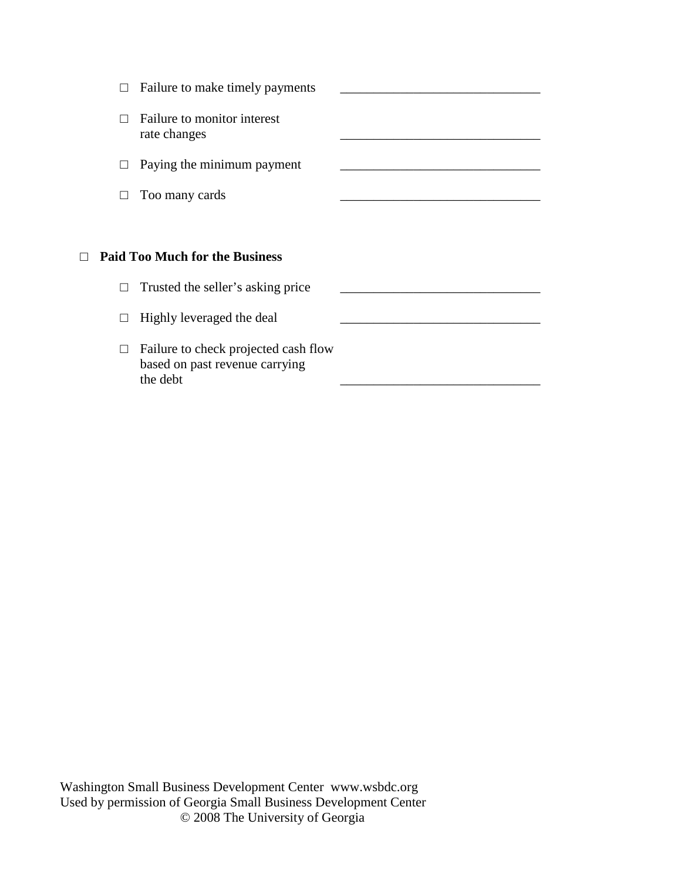- □ Failure to make timely payments \_\_\_\_\_\_\_\_\_\_\_\_\_\_\_\_\_\_\_\_\_\_\_\_\_\_\_\_\_\_
- □ Failure to monitor interest rate changes \_\_\_\_\_\_\_\_\_\_\_\_\_\_\_\_\_\_\_\_\_\_\_\_\_\_\_\_\_\_
- □ Paying the minimum payment \_\_\_\_\_\_\_\_\_\_\_\_\_\_\_\_\_\_\_\_\_\_\_\_\_\_\_\_\_\_
- □ Too many cards \_\_\_\_\_\_\_\_\_\_\_\_\_\_\_\_\_\_\_\_\_\_\_\_\_\_\_\_\_\_

□ **Paid Too Much for the Business**

- □ Trusted the seller's asking price \_\_\_\_\_\_\_\_\_\_\_\_\_\_\_\_\_\_\_\_\_\_\_\_\_\_\_\_\_\_
- □ Highly leveraged the deal \_\_\_\_\_\_\_\_\_\_\_\_\_\_\_\_\_\_\_\_\_\_\_\_\_\_\_\_\_\_
- □ Failure to check projected cash flow based on past revenue carrying the debt \_\_\_\_\_\_\_\_\_\_\_\_\_\_\_\_\_\_\_\_\_\_\_\_\_\_\_\_\_\_

Washington Small Business Development Center www.wsbdc.org
Used by permission of Georgia Small Business Development Center
© 2008 The University of Georgia